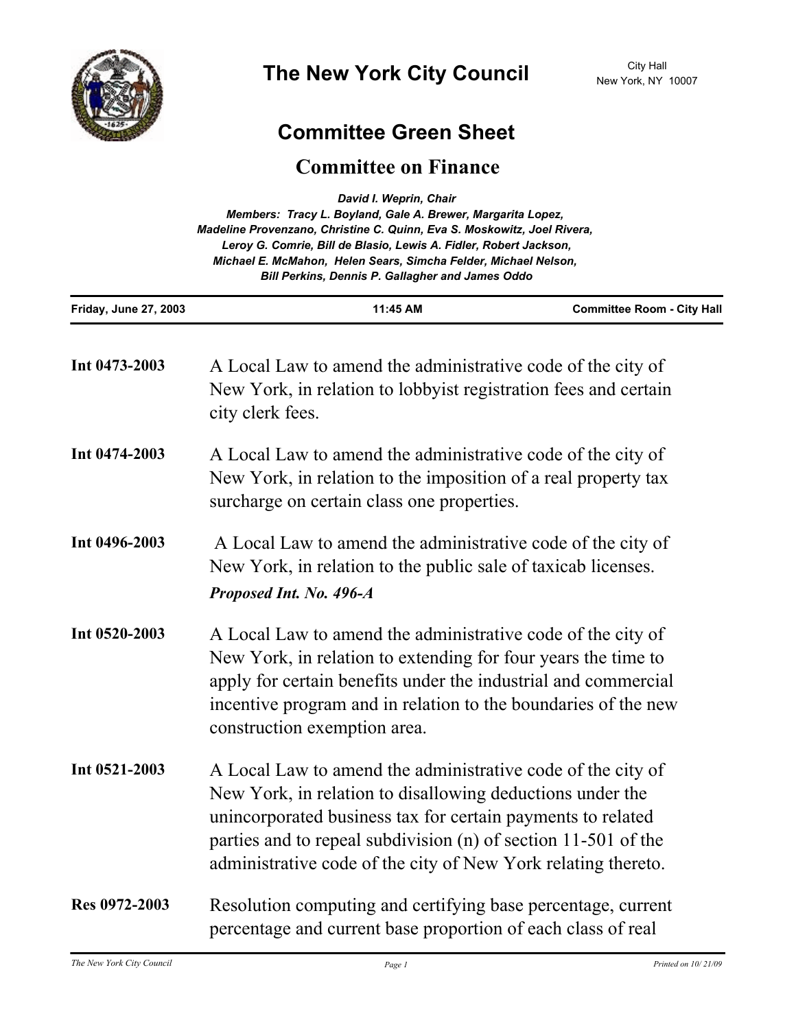# The New York City Council

City Hall
New York, NY 10007

## Committee Green Sheet

## Committee on Finance

*David I. Weprin, Chair*
*Members: Tracy L. Boyland, Gale A. Brewer, Margarita Lopez, Madeline Provenzano, Christine C. Quinn, Eva S. Moskowitz, Joel Rivera, Leroy G. Comrie, Bill de Blasio, Lewis A. Fidler, Robert Jackson, Michael E. McMahon, Helen Sears, Simcha Felder, Michael Nelson, Bill Perkins, Dennis P. Gallagher and James Oddo*

| Friday, June 27, 2003 | 11:45 AM | Committee Room - City Hall |
|---|---|---|

**Int 0473-2003** A Local Law to amend the administrative code of the city of New York, in relation to lobbyist registration fees and certain city clerk fees.

**Int 0474-2003** A Local Law to amend the administrative code of the city of New York, in relation to the imposition of a real property tax surcharge on certain class one properties.

**Int 0496-2003** A Local Law to amend the administrative code of the city of New York, in relation to the public sale of taxicab licenses.

***Proposed Int. No. 496-A***

**Int 0520-2003** A Local Law to amend the administrative code of the city of New York, in relation to extending for four years the time to apply for certain benefits under the industrial and commercial incentive program and in relation to the boundaries of the new construction exemption area.

**Int 0521-2003** A Local Law to amend the administrative code of the city of New York, in relation to disallowing deductions under the unincorporated business tax for certain payments to related parties and to repeal subdivision (n) of section 11-501 of the administrative code of the city of New York relating thereto.

**Res 0972-2003** Resolution computing and certifying base percentage, current percentage and current base proportion of each class of real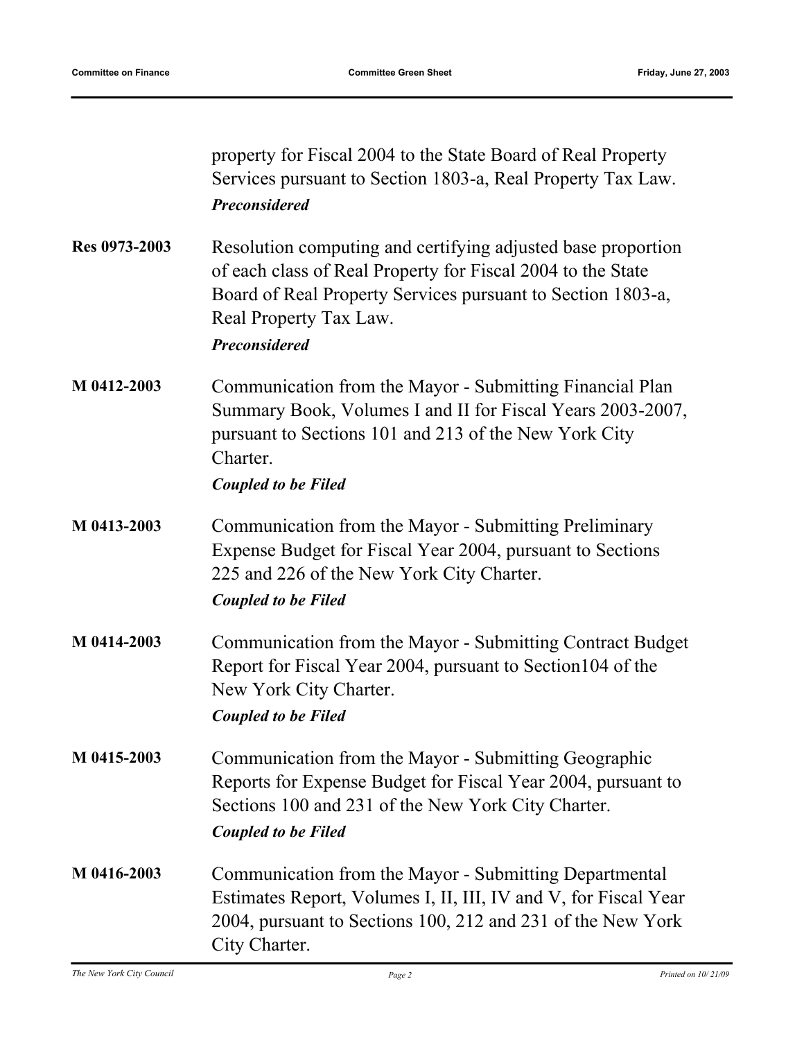property for Fiscal 2004 to the State Board of Real Property Services pursuant to Section 1803-a, Real Property Tax Law.
***Preconsidered***

**Res 0973-2003** Resolution computing and certifying adjusted base proportion of each class of Real Property for Fiscal 2004 to the State Board of Real Property Services pursuant to Section 1803-a, Real Property Tax Law.
***Preconsidered***

**M 0412-2003** Communication from the Mayor - Submitting Financial Plan Summary Book, Volumes I and II for Fiscal Years 2003-2007, pursuant to Sections 101 and 213 of the New York City Charter.
***Coupled to be Filed***

**M 0413-2003** Communication from the Mayor - Submitting Preliminary Expense Budget for Fiscal Year 2004, pursuant to Sections 225 and 226 of the New York City Charter.
***Coupled to be Filed***

**M 0414-2003** Communication from the Mayor - Submitting Contract Budget Report for Fiscal Year 2004, pursuant to Section104 of the New York City Charter.
***Coupled to be Filed***

**M 0415-2003** Communication from the Mayor - Submitting Geographic Reports for Expense Budget for Fiscal Year 2004, pursuant to Sections 100 and 231 of the New York City Charter.
***Coupled to be Filed***

**M 0416-2003** Communication from the Mayor - Submitting Departmental Estimates Report, Volumes I, II, III, IV and V, for Fiscal Year 2004, pursuant to Sections 100, 212 and 231 of the New York City Charter.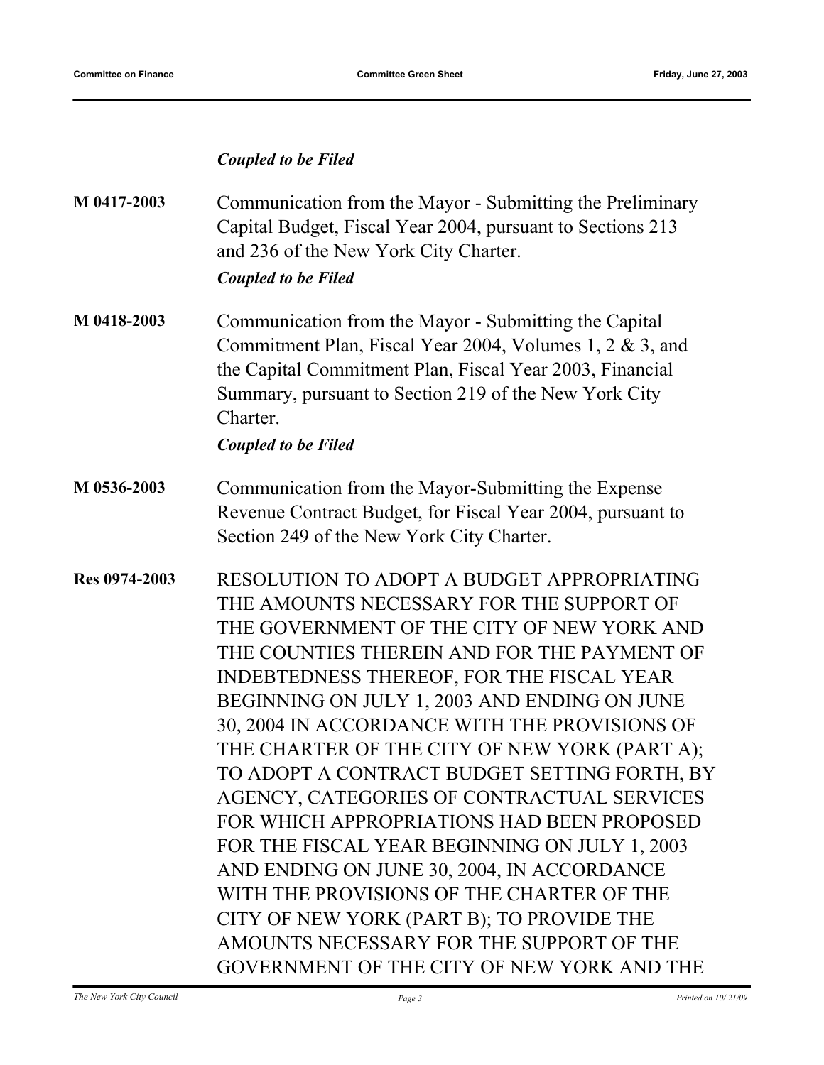*Coupled to be Filed*

**M 0417-2003** Communication from the Mayor - Submitting the Preliminary Capital Budget, Fiscal Year 2004, pursuant to Sections 213 and 236 of the New York City Charter.

*Coupled to be Filed*

**M 0418-2003** Communication from the Mayor - Submitting the Capital Commitment Plan, Fiscal Year 2004, Volumes 1, 2 & 3, and the Capital Commitment Plan, Fiscal Year 2003, Financial Summary, pursuant to Section 219 of the New York City Charter.

*Coupled to be Filed*

**M 0536-2003** Communication from the Mayor-Submitting the Expense Revenue Contract Budget, for Fiscal Year 2004, pursuant to Section 249 of the New York City Charter.

**Res 0974-2003** RESOLUTION TO ADOPT A BUDGET APPROPRIATING THE AMOUNTS NECESSARY FOR THE SUPPORT OF THE GOVERNMENT OF THE CITY OF NEW YORK AND THE COUNTIES THEREIN AND FOR THE PAYMENT OF INDEBTEDNESS THEREOF, FOR THE FISCAL YEAR BEGINNING ON JULY 1, 2003 AND ENDING ON JUNE 30, 2004 IN ACCORDANCE WITH THE PROVISIONS OF THE CHARTER OF THE CITY OF NEW YORK (PART A); TO ADOPT A CONTRACT BUDGET SETTING FORTH, BY AGENCY, CATEGORIES OF CONTRACTUAL SERVICES FOR WHICH APPROPRIATIONS HAD BEEN PROPOSED FOR THE FISCAL YEAR BEGINNING ON JULY 1, 2003 AND ENDING ON JUNE 30, 2004, IN ACCORDANCE WITH THE PROVISIONS OF THE CHARTER OF THE CITY OF NEW YORK (PART B); TO PROVIDE THE AMOUNTS NECESSARY FOR THE SUPPORT OF THE GOVERNMENT OF THE CITY OF NEW YORK AND THE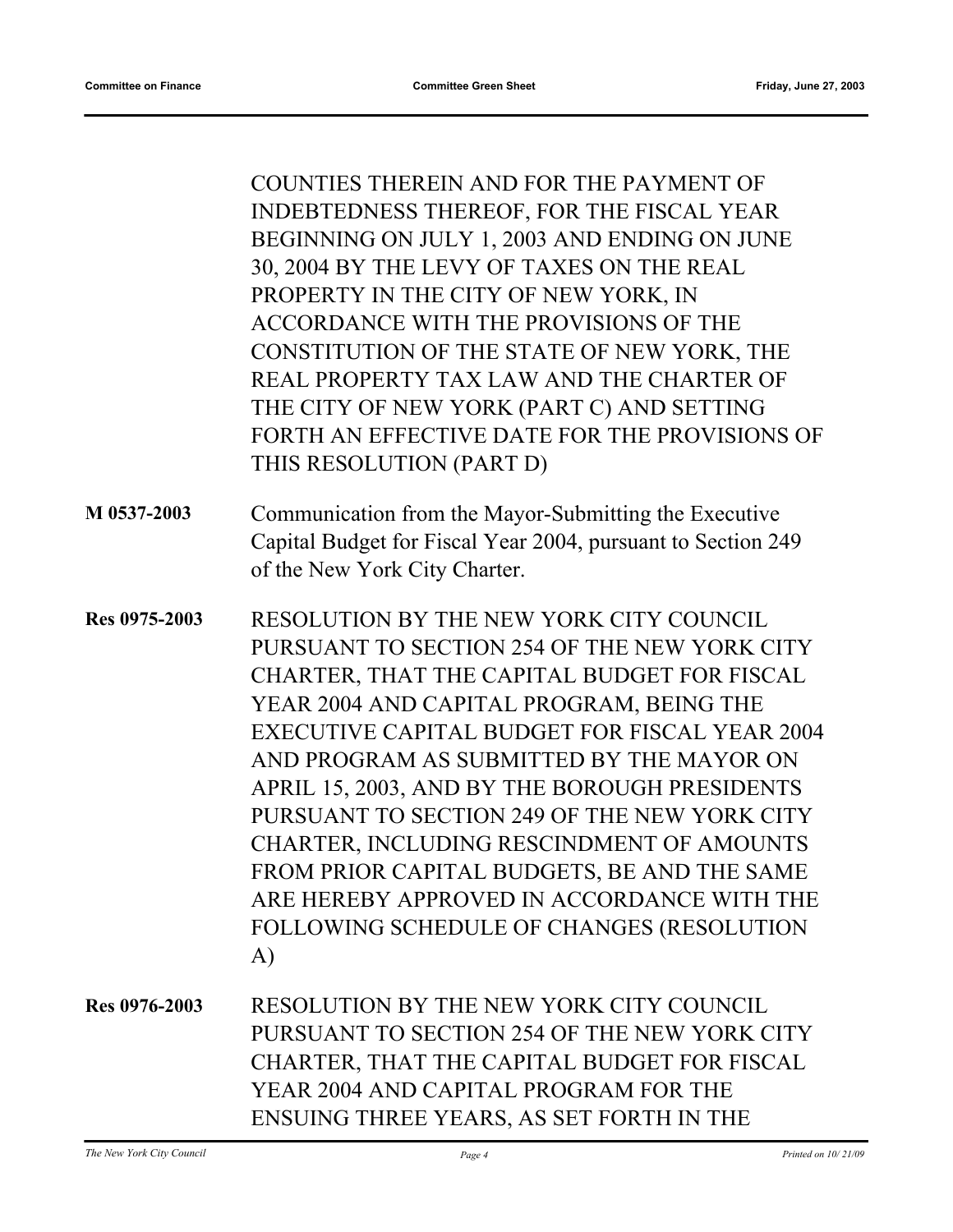COUNTIES THEREIN AND FOR THE PAYMENT OF INDEBTEDNESS THEREOF, FOR THE FISCAL YEAR BEGINNING ON JULY 1, 2003 AND ENDING ON JUNE 30, 2004 BY THE LEVY OF TAXES ON THE REAL PROPERTY IN THE CITY OF NEW YORK, IN ACCORDANCE WITH THE PROVISIONS OF THE CONSTITUTION OF THE STATE OF NEW YORK, THE REAL PROPERTY TAX LAW AND THE CHARTER OF THE CITY OF NEW YORK (PART C) AND SETTING FORTH AN EFFECTIVE DATE FOR THE PROVISIONS OF THIS RESOLUTION (PART D)

**M 0537-2003** Communication from the Mayor-Submitting the Executive Capital Budget for Fiscal Year 2004, pursuant to Section 249 of the New York City Charter.

**Res 0975-2003** RESOLUTION BY THE NEW YORK CITY COUNCIL PURSUANT TO SECTION 254 OF THE NEW YORK CITY CHARTER, THAT THE CAPITAL BUDGET FOR FISCAL YEAR 2004 AND CAPITAL PROGRAM, BEING THE EXECUTIVE CAPITAL BUDGET FOR FISCAL YEAR 2004 AND PROGRAM AS SUBMITTED BY THE MAYOR ON APRIL 15, 2003, AND BY THE BOROUGH PRESIDENTS PURSUANT TO SECTION 249 OF THE NEW YORK CITY CHARTER, INCLUDING RESCINDMENT OF AMOUNTS FROM PRIOR CAPITAL BUDGETS, BE AND THE SAME ARE HEREBY APPROVED IN ACCORDANCE WITH THE FOLLOWING SCHEDULE OF CHANGES (RESOLUTION A)

**Res 0976-2003** RESOLUTION BY THE NEW YORK CITY COUNCIL PURSUANT TO SECTION 254 OF THE NEW YORK CITY CHARTER, THAT THE CAPITAL BUDGET FOR FISCAL YEAR 2004 AND CAPITAL PROGRAM FOR THE ENSUING THREE YEARS, AS SET FORTH IN THE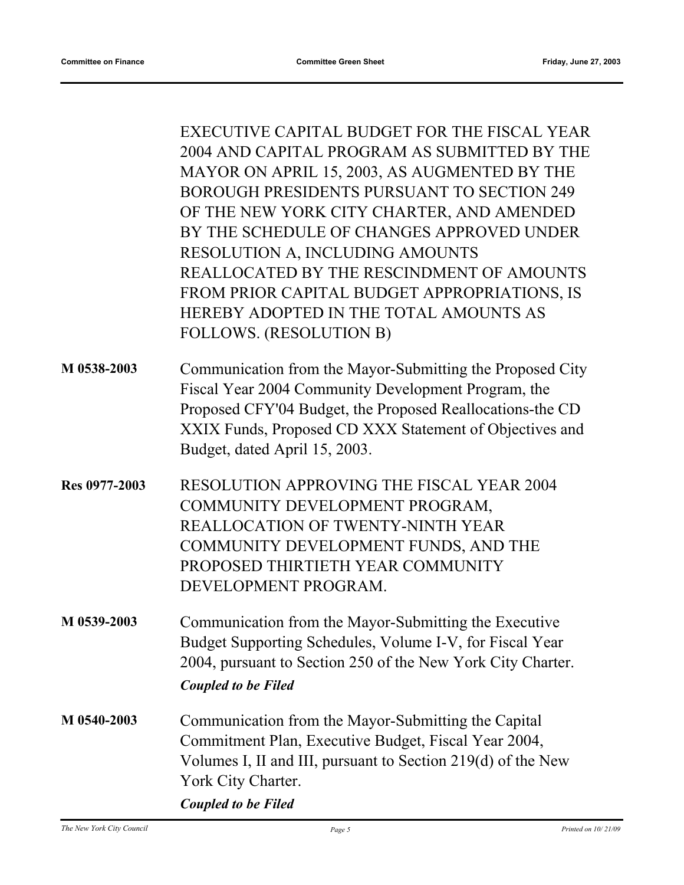EXECUTIVE CAPITAL BUDGET FOR THE FISCAL YEAR 2004 AND CAPITAL PROGRAM AS SUBMITTED BY THE MAYOR ON APRIL 15, 2003, AS AUGMENTED BY THE BOROUGH PRESIDENTS PURSUANT TO SECTION 249 OF THE NEW YORK CITY CHARTER, AND AMENDED BY THE SCHEDULE OF CHANGES APPROVED UNDER RESOLUTION A, INCLUDING AMOUNTS REALLOCATED BY THE RESCINDMENT OF AMOUNTS FROM PRIOR CAPITAL BUDGET APPROPRIATIONS, IS HEREBY ADOPTED IN THE TOTAL AMOUNTS AS FOLLOWS. (RESOLUTION B)

**M 0538-2003** Communication from the Mayor-Submitting the Proposed City Fiscal Year 2004 Community Development Program, the Proposed CFY'04 Budget, the Proposed Reallocations-the CD XXIX Funds, Proposed CD XXX Statement of Objectives and Budget, dated April 15, 2003.

**Res 0977-2003** RESOLUTION APPROVING THE FISCAL YEAR 2004 COMMUNITY DEVELOPMENT PROGRAM, REALLOCATION OF TWENTY-NINTH YEAR COMMUNITY DEVELOPMENT FUNDS, AND THE PROPOSED THIRTIETH YEAR COMMUNITY DEVELOPMENT PROGRAM.

**M 0539-2003** Communication from the Mayor-Submitting the Executive Budget Supporting Schedules, Volume I-V, for Fiscal Year 2004, pursuant to Section 250 of the New York City Charter.

***Coupled to be Filed***

**M 0540-2003** Communication from the Mayor-Submitting the Capital Commitment Plan, Executive Budget, Fiscal Year 2004, Volumes I, II and III, pursuant to Section 219(d) of the New York City Charter.

***Coupled to be Filed***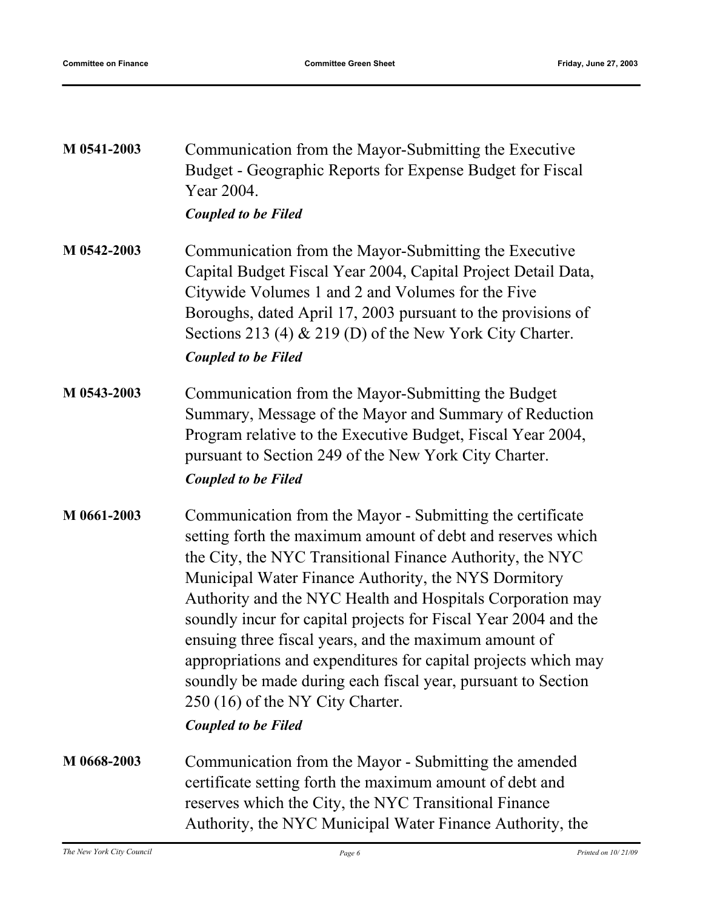**M 0541-2003**

Communication from the Mayor-Submitting the Executive Budget - Geographic Reports for Expense Budget for Fiscal Year 2004.

***Coupled to be Filed***

**M 0542-2003**

Communication from the Mayor-Submitting the Executive Capital Budget Fiscal Year 2004, Capital Project Detail Data, Citywide Volumes 1 and 2 and Volumes for the Five Boroughs, dated April 17, 2003 pursuant to the provisions of Sections 213 (4) & 219 (D) of the New York City Charter.

***Coupled to be Filed***

**M 0543-2003**

Communication from the Mayor-Submitting the Budget Summary, Message of the Mayor and Summary of Reduction Program relative to the Executive Budget, Fiscal Year 2004, pursuant to Section 249 of the New York City Charter.

***Coupled to be Filed***

**M 0661-2003**

Communication from the Mayor - Submitting the certificate setting forth the maximum amount of debt and reserves which the City, the NYC Transitional Finance Authority, the NYC Municipal Water Finance Authority, the NYS Dormitory Authority and the NYC Health and Hospitals Corporation may soundly incur for capital projects for Fiscal Year 2004 and the ensuing three fiscal years, and the maximum amount of appropriations and expenditures for capital projects which may soundly be made during each fiscal year, pursuant to Section 250 (16) of the NY City Charter.

***Coupled to be Filed***

**M 0668-2003**

Communication from the Mayor - Submitting the amended certificate setting forth the maximum amount of debt and reserves which the City, the NYC Transitional Finance Authority, the NYC Municipal Water Finance Authority, the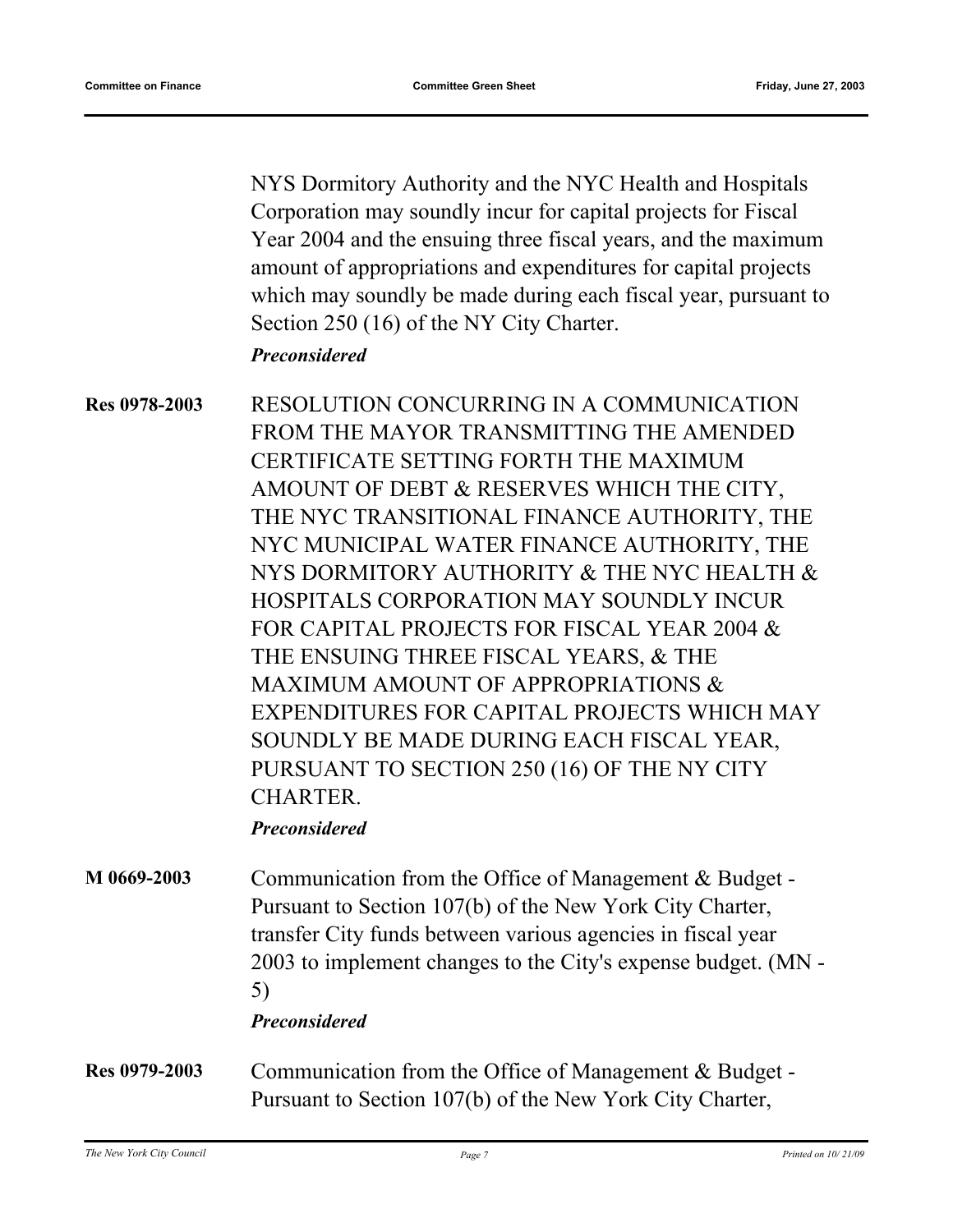NYS Dormitory Authority and the NYC Health and Hospitals Corporation may soundly incur for capital projects for Fiscal Year 2004 and the ensuing three fiscal years, and the maximum amount of appropriations and expenditures for capital projects which may soundly be made during each fiscal year, pursuant to Section 250 (16) of the NY City Charter.

***Preconsidered***

**Res 0978-2003** RESOLUTION CONCURRING IN A COMMUNICATION FROM THE MAYOR TRANSMITTING THE AMENDED CERTIFICATE SETTING FORTH THE MAXIMUM AMOUNT OF DEBT & RESERVES WHICH THE CITY, THE NYC TRANSITIONAL FINANCE AUTHORITY, THE NYC MUNICIPAL WATER FINANCE AUTHORITY, THE NYS DORMITORY AUTHORITY & THE NYC HEALTH & HOSPITALS CORPORATION MAY SOUNDLY INCUR FOR CAPITAL PROJECTS FOR FISCAL YEAR 2004 & THE ENSUING THREE FISCAL YEARS, & THE MAXIMUM AMOUNT OF APPROPRIATIONS & EXPENDITURES FOR CAPITAL PROJECTS WHICH MAY SOUNDLY BE MADE DURING EACH FISCAL YEAR, PURSUANT TO SECTION 250 (16) OF THE NY CITY CHARTER.

***Preconsidered***

**M 0669-2003** Communication from the Office of Management & Budget - Pursuant to Section 107(b) of the New York City Charter, transfer City funds between various agencies in fiscal year 2003 to implement changes to the City's expense budget. (MN - 5)

***Preconsidered***

**Res 0979-2003** Communication from the Office of Management & Budget - Pursuant to Section 107(b) of the New York City Charter,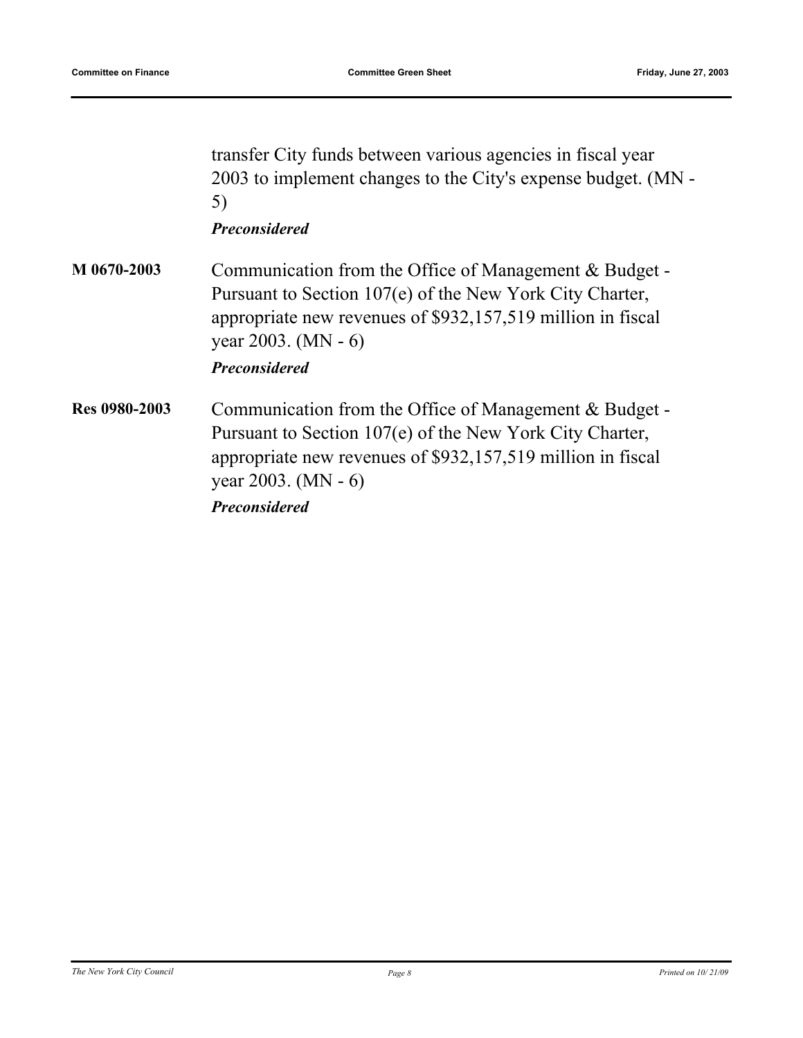| | |
|---|---|
| | transfer City funds between various agencies in fiscal year 2003 to implement changes to the City's expense budget. (MN - 5)<br>***Preconsidered*** |
| **M 0670-2003** | Communication from the Office of Management & Budget - Pursuant to Section 107(e) of the New York City Charter, appropriate new revenues of $932,157,519 million in fiscal year 2003. (MN - 6)<br>***Preconsidered*** |
| **Res 0980-2003** | Communication from the Office of Management & Budget - Pursuant to Section 107(e) of the New York City Charter, appropriate new revenues of $932,157,519 million in fiscal year 2003. (MN - 6)<br>***Preconsidered*** |